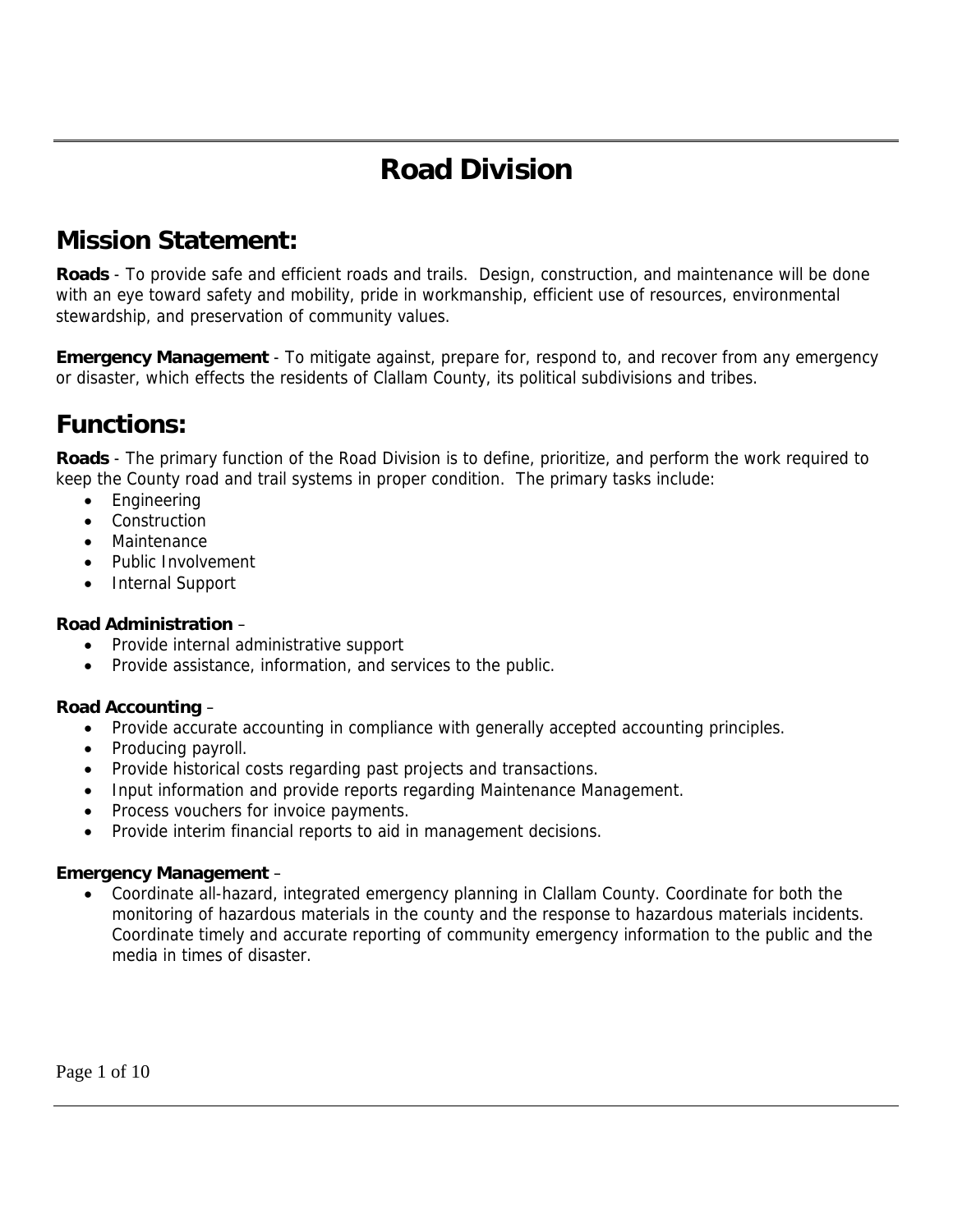# Road Division

## Mission Statement:

**Roads** - To provide safe and efficient roads and trails. Design, construction, and maintenance will be done with an eye toward safety and mobility, pride in workmanship, efficient use of resources, environmental stewardship, and preservation of community values.

**Emergency Management** - To mitigate against, prepare for, respond to, and recover from any emergency or disaster, which effects the residents of Clallam County, its political subdivisions and tribes.

## Functions:

**Roads** - The primary function of the Road Division is to define, prioritize, and perform the work required to keep the County road and trail systems in proper condition. The primary tasks include:

- Engineering
- Construction
- Maintenance
- Public Involvement
- Internal Support

**Road Administration** –

- Provide internal administrative support
- Provide assistance, information, and services to the public.

**Road Accounting** –

- Provide accurate accounting in compliance with generally accepted accounting principles.
- Producing payroll.
- Provide historical costs regarding past projects and transactions.
- Input information and provide reports regarding Maintenance Management.
- Process vouchers for invoice payments.
- Provide interim financial reports to aid in management decisions.

**Emergency Management** –

- Coordinate all-hazard, integrated emergency planning in Clallam County. Coordinate for both the monitoring of hazardous materials in the county and the response to hazardous materials incidents. Coordinate timely and accurate reporting of community emergency information to the public and the media in times of disaster.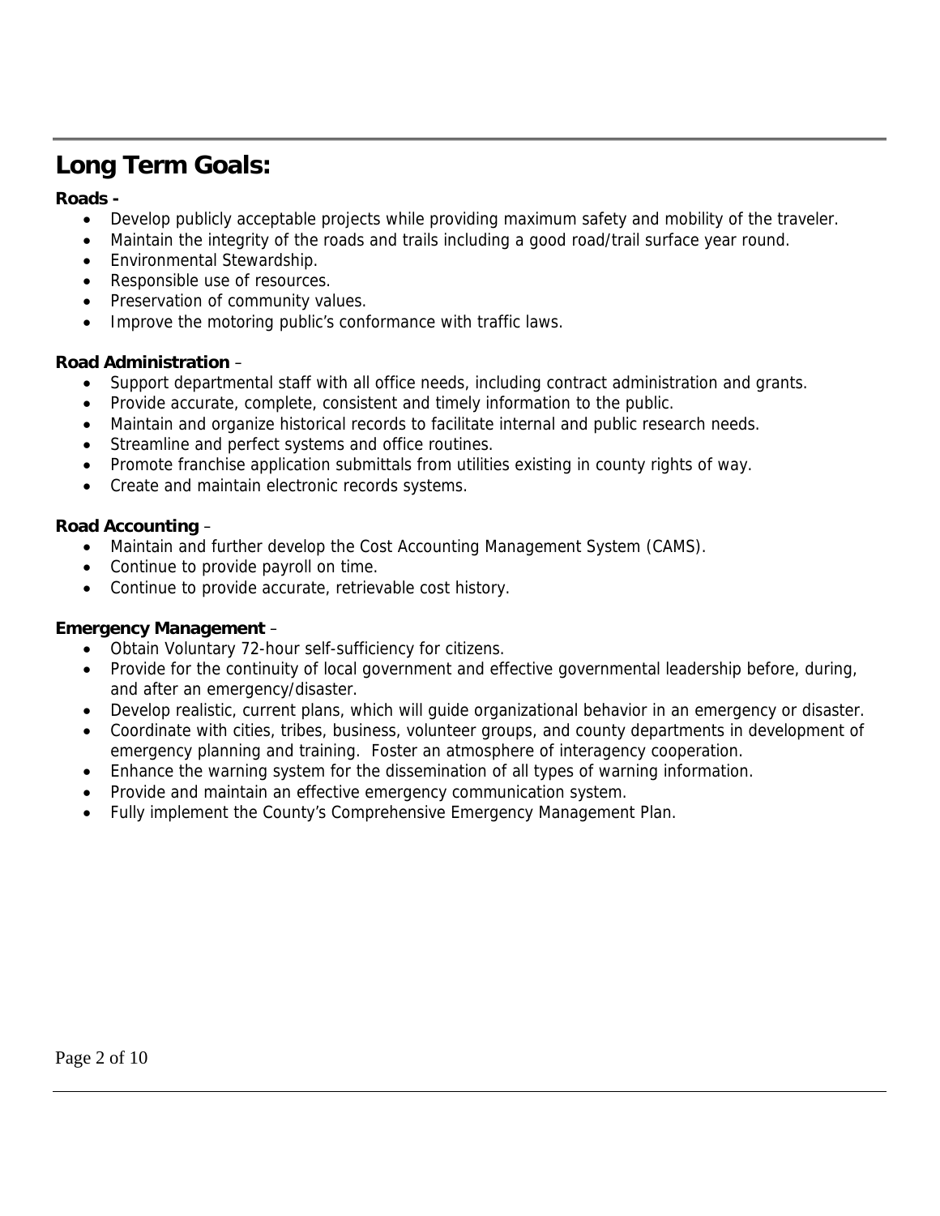## Long Term Goals:

**Roads -**

- Develop publicly acceptable projects while providing maximum safety and mobility of the traveler.
- Maintain the integrity of the roads and trails including a good road/trail surface year round.
- Environmental Stewardship.
- Responsible use of resources.
- Preservation of community values.
- Improve the motoring public's conformance with traffic laws.

**Road Administration** –

- Support departmental staff with all office needs, including contract administration and grants.
- Provide accurate, complete, consistent and timely information to the public.
- Maintain and organize historical records to facilitate internal and public research needs.
- Streamline and perfect systems and office routines.
- Promote franchise application submittals from utilities existing in county rights of way.
- Create and maintain electronic records systems.

**Road Accounting** –

- Maintain and further develop the Cost Accounting Management System (CAMS).
- Continue to provide payroll on time.
- Continue to provide accurate, retrievable cost history.

**Emergency Management** –

- Obtain Voluntary 72-hour self-sufficiency for citizens.
- Provide for the continuity of local government and effective governmental leadership before, during, and after an emergency/disaster.
- Develop realistic, current plans, which will guide organizational behavior in an emergency or disaster.
- Coordinate with cities, tribes, business, volunteer groups, and county departments in development of emergency planning and training. Foster an atmosphere of interagency cooperation.
- Enhance the warning system for the dissemination of all types of warning information.
- Provide and maintain an effective emergency communication system.
- Fully implement the County's Comprehensive Emergency Management Plan.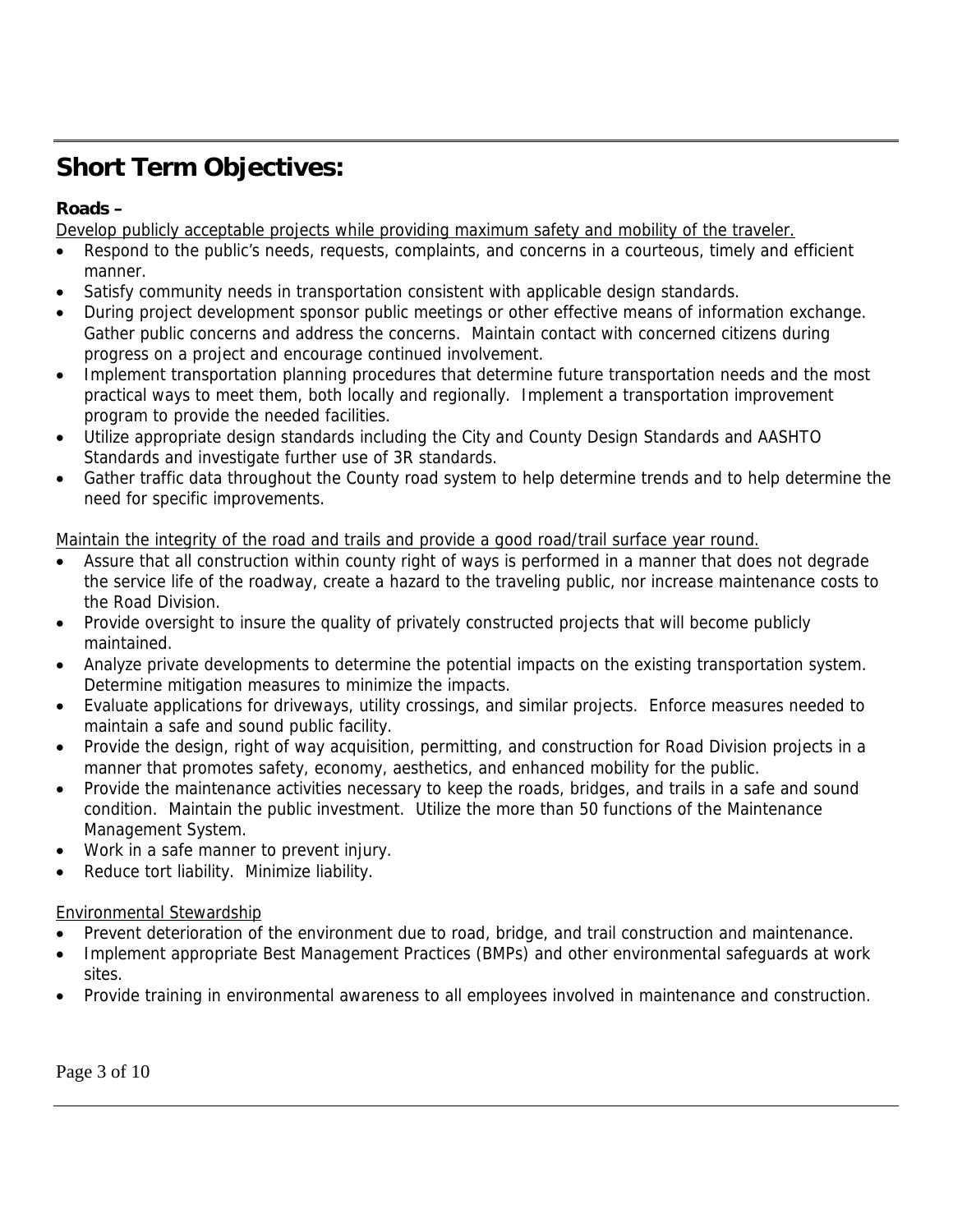# Short Term Objectives:

**Roads –**

<u>Develop publicly acceptable projects while providing maximum safety and mobility of the traveler.</u>

- Respond to the public's needs, requests, complaints, and concerns in a courteous, timely and efficient manner.
- Satisfy community needs in transportation consistent with applicable design standards.
- During project development sponsor public meetings or other effective means of information exchange. Gather public concerns and address the concerns. Maintain contact with concerned citizens during progress on a project and encourage continued involvement.
- Implement transportation planning procedures that determine future transportation needs and the most practical ways to meet them, both locally and regionally. Implement a transportation improvement program to provide the needed facilities.
- Utilize appropriate design standards including the City and County Design Standards and AASHTO Standards and investigate further use of 3R standards.
- Gather traffic data throughout the County road system to help determine trends and to help determine the need for specific improvements.

<u>Maintain the integrity of the road and trails and provide a good road/trail surface year round.</u>

- Assure that all construction within county right of ways is performed in a manner that does not degrade the service life of the roadway, create a hazard to the traveling public, nor increase maintenance costs to the Road Division.
- Provide oversight to insure the quality of privately constructed projects that will become publicly maintained.
- Analyze private developments to determine the potential impacts on the existing transportation system. Determine mitigation measures to minimize the impacts.
- Evaluate applications for driveways, utility crossings, and similar projects. Enforce measures needed to maintain a safe and sound public facility.
- Provide the design, right of way acquisition, permitting, and construction for Road Division projects in a manner that promotes safety, economy, aesthetics, and enhanced mobility for the public.
- Provide the maintenance activities necessary to keep the roads, bridges, and trails in a safe and sound condition. Maintain the public investment. Utilize the more than 50 functions of the Maintenance Management System.
- Work in a safe manner to prevent injury.
- Reduce tort liability. Minimize liability.

<u>Environmental Stewardship</u>

- Prevent deterioration of the environment due to road, bridge, and trail construction and maintenance.
- Implement appropriate Best Management Practices (BMPs) and other environmental safeguards at work sites.
- Provide training in environmental awareness to all employees involved in maintenance and construction.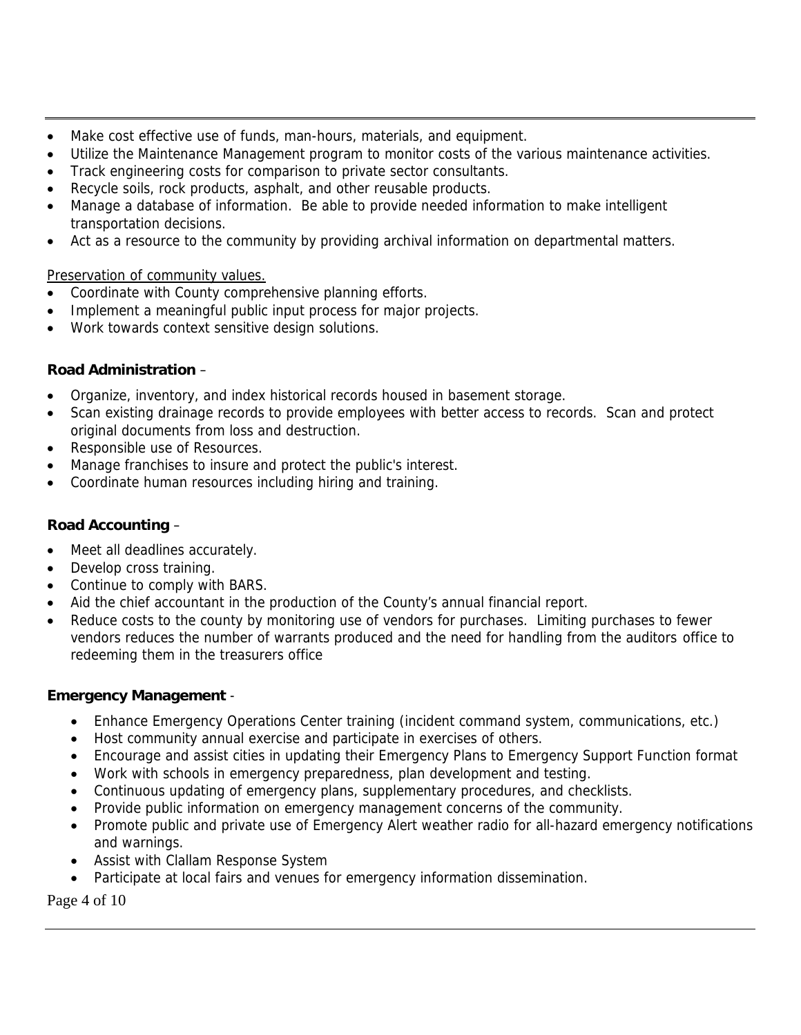- Make cost effective use of funds, man-hours, materials, and equipment.
- Utilize the Maintenance Management program to monitor costs of the various maintenance activities.
- Track engineering costs for comparison to private sector consultants.
- Recycle soils, rock products, asphalt, and other reusable products.
- Manage a database of information. Be able to provide needed information to make intelligent transportation decisions.
- Act as a resource to the community by providing archival information on departmental matters.

Preservation of community values.

- Coordinate with County comprehensive planning efforts.
- Implement a meaningful public input process for major projects.
- Work towards context sensitive design solutions.

**Road Administration** –

- Organize, inventory, and index historical records housed in basement storage.
- Scan existing drainage records to provide employees with better access to records. Scan and protect original documents from loss and destruction.
- Responsible use of Resources.
- Manage franchises to insure and protect the public's interest.
- Coordinate human resources including hiring and training.

**Road Accounting** –

- Meet all deadlines accurately.
- Develop cross training.
- Continue to comply with BARS.
- Aid the chief accountant in the production of the County's annual financial report.
- Reduce costs to the county by monitoring use of vendors for purchases. Limiting purchases to fewer vendors reduces the number of warrants produced and the need for handling from the auditors office to redeeming them in the treasurers office

**Emergency Management** -

- Enhance Emergency Operations Center training (incident command system, communications, etc.)
- Host community annual exercise and participate in exercises of others.
- Encourage and assist cities in updating their Emergency Plans to Emergency Support Function format
- Work with schools in emergency preparedness, plan development and testing.
- Continuous updating of emergency plans, supplementary procedures, and checklists.
- Provide public information on emergency management concerns of the community.
- Promote public and private use of Emergency Alert weather radio for all-hazard emergency notifications and warnings.
- Assist with Clallam Response System
- Participate at local fairs and venues for emergency information dissemination.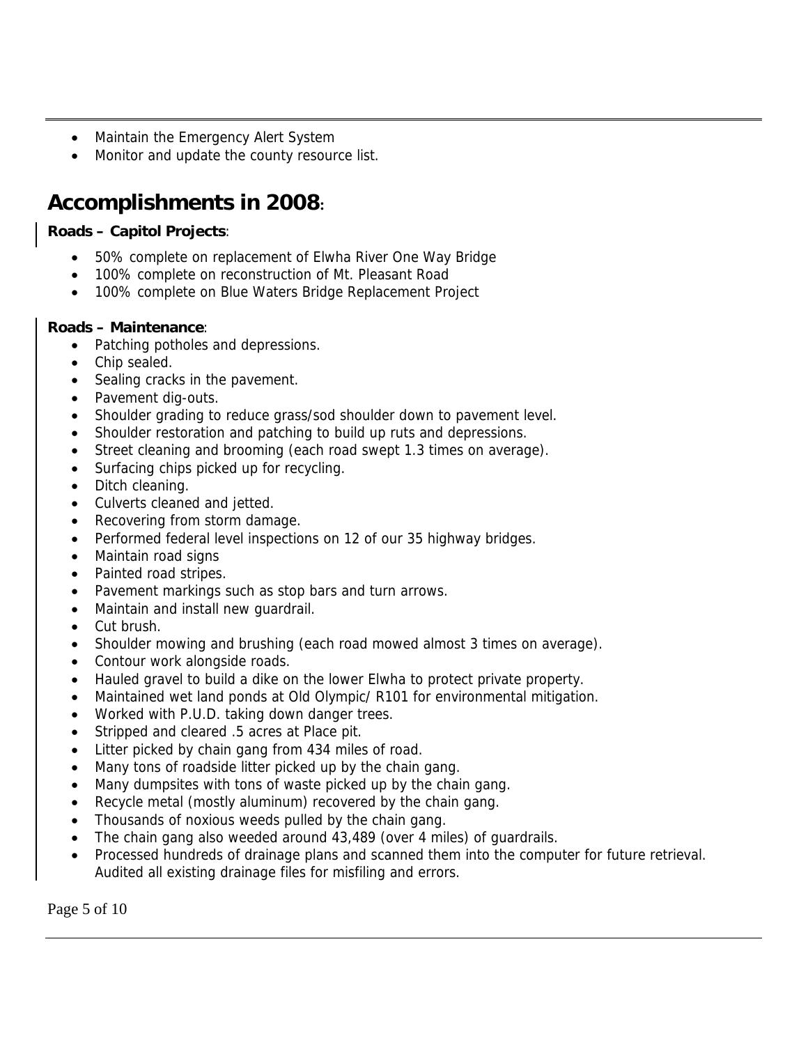- Maintain the Emergency Alert System
- Monitor and update the county resource list.

## Accomplishments in 2008:

**Roads – Capitol Projects**:

- 50% complete on replacement of Elwha River One Way Bridge
- 100% complete on reconstruction of Mt. Pleasant Road
- 100% complete on Blue Waters Bridge Replacement Project

**Roads – Maintenance**:

- Patching potholes and depressions.
- Chip sealed.
- Sealing cracks in the pavement.
- Pavement dig-outs.
- Shoulder grading to reduce grass/sod shoulder down to pavement level.
- Shoulder restoration and patching to build up ruts and depressions.
- Street cleaning and brooming (each road swept 1.3 times on average).
- Surfacing chips picked up for recycling.
- Ditch cleaning.
- Culverts cleaned and jetted.
- Recovering from storm damage.
- Performed federal level inspections on 12 of our 35 highway bridges.
- Maintain road signs
- Painted road stripes.
- Pavement markings such as stop bars and turn arrows.
- Maintain and install new guardrail.
- Cut brush.
- Shoulder mowing and brushing (each road mowed almost 3 times on average).
- Contour work alongside roads.
- Hauled gravel to build a dike on the lower Elwha to protect private property.
- Maintained wet land ponds at Old Olympic/ R101 for environmental mitigation.
- Worked with P.U.D. taking down danger trees.
- Stripped and cleared .5 acres at Place pit.
- Litter picked by chain gang from 434 miles of road.
- Many tons of roadside litter picked up by the chain gang.
- Many dumpsites with tons of waste picked up by the chain gang.
- Recycle metal (mostly aluminum) recovered by the chain gang.
- Thousands of noxious weeds pulled by the chain gang.
- The chain gang also weeded around 43,489 (over 4 miles) of guardrails.
- Processed hundreds of drainage plans and scanned them into the computer for future retrieval. Audited all existing drainage files for misfiling and errors.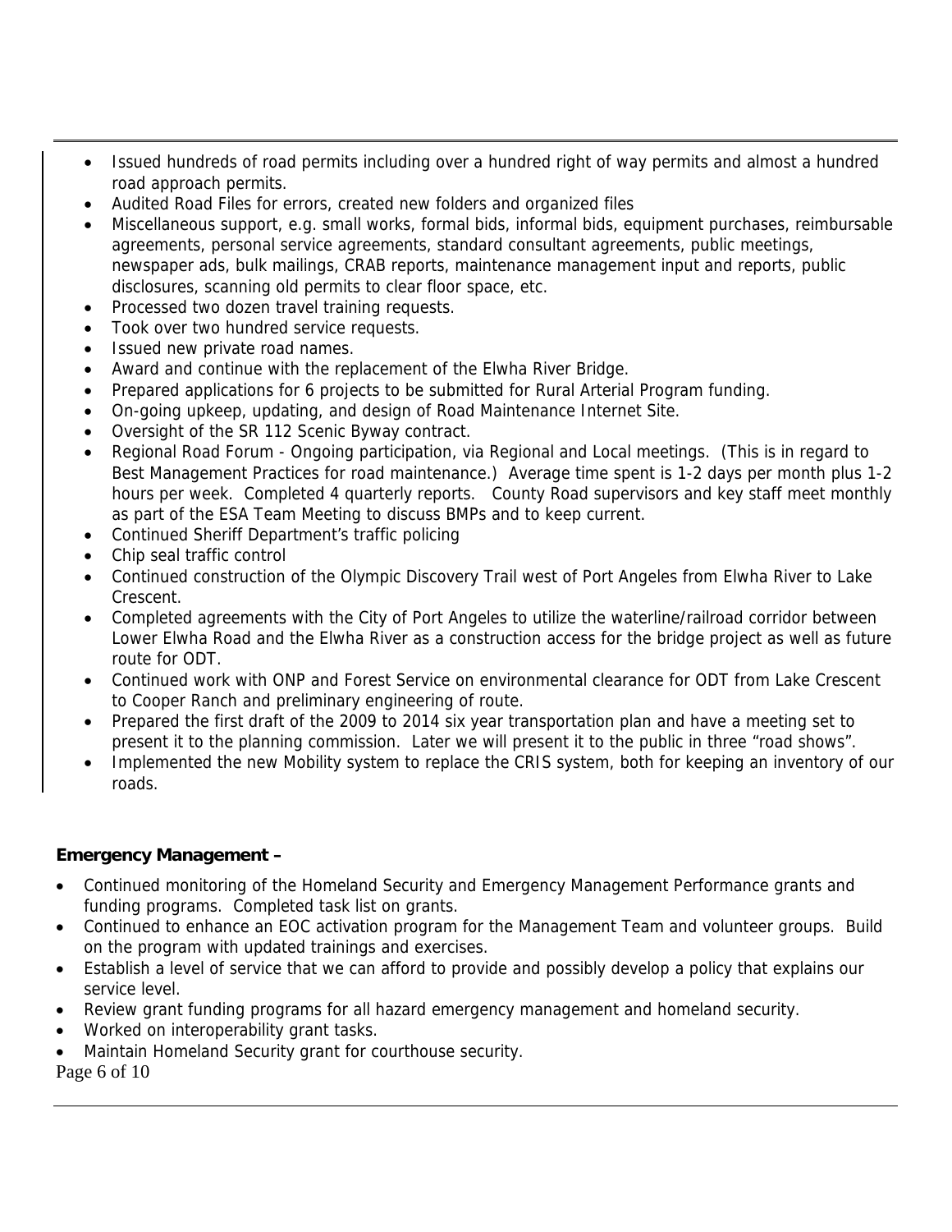- Issued hundreds of road permits including over a hundred right of way permits and almost a hundred road approach permits.
- Audited Road Files for errors, created new folders and organized files
- Miscellaneous support, e.g. small works, formal bids, informal bids, equipment purchases, reimbursable agreements, personal service agreements, standard consultant agreements, public meetings, newspaper ads, bulk mailings, CRAB reports, maintenance management input and reports, public disclosures, scanning old permits to clear floor space, etc.
- Processed two dozen travel training requests.
- Took over two hundred service requests.
- Issued new private road names.
- Award and continue with the replacement of the Elwha River Bridge.
- Prepared applications for 6 projects to be submitted for Rural Arterial Program funding.
- On-going upkeep, updating, and design of Road Maintenance Internet Site.
- Oversight of the SR 112 Scenic Byway contract.
- Regional Road Forum - Ongoing participation, via Regional and Local meetings. (This is in regard to Best Management Practices for road maintenance.) Average time spent is 1-2 days per month plus 1-2 hours per week. Completed 4 quarterly reports. County Road supervisors and key staff meet monthly as part of the ESA Team Meeting to discuss BMPs and to keep current.
- Continued Sheriff Department's traffic policing
- Chip seal traffic control
- Continued construction of the Olympic Discovery Trail west of Port Angeles from Elwha River to Lake Crescent.
- Completed agreements with the City of Port Angeles to utilize the waterline/railroad corridor between Lower Elwha Road and the Elwha River as a construction access for the bridge project as well as future route for ODT.
- Continued work with ONP and Forest Service on environmental clearance for ODT from Lake Crescent to Cooper Ranch and preliminary engineering of route.
- Prepared the first draft of the 2009 to 2014 six year transportation plan and have a meeting set to present it to the planning commission. Later we will present it to the public in three "road shows".
- Implemented the new Mobility system to replace the CRIS system, both for keeping an inventory of our roads.

**Emergency Management –**

- Continued monitoring of the Homeland Security and Emergency Management Performance grants and funding programs. Completed task list on grants.
- Continued to enhance an EOC activation program for the Management Team and volunteer groups. Build on the program with updated trainings and exercises.
- Establish a level of service that we can afford to provide and possibly develop a policy that explains our service level.
- Review grant funding programs for all hazard emergency management and homeland security.
- Worked on interoperability grant tasks.
- Maintain Homeland Security grant for courthouse security.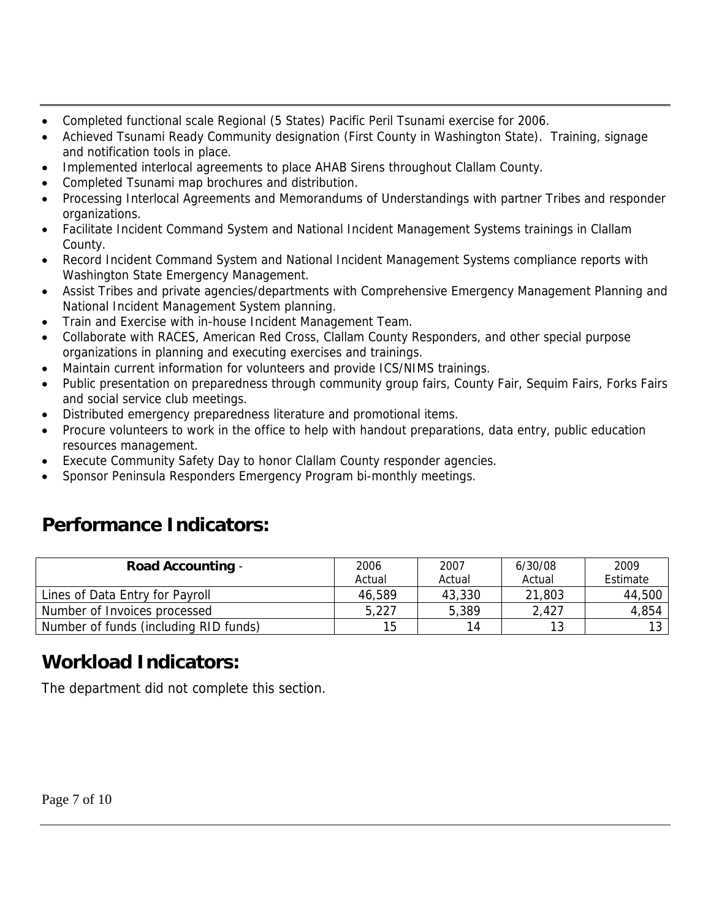- Completed functional scale Regional (5 States) Pacific Peril Tsunami exercise for 2006.
- Achieved Tsunami Ready Community designation (First County in Washington State). Training, signage and notification tools in place.
- Implemented interlocal agreements to place AHAB Sirens throughout Clallam County.
- Completed Tsunami map brochures and distribution.
- Processing Interlocal Agreements and Memorandums of Understandings with partner Tribes and responder organizations.
- Facilitate Incident Command System and National Incident Management Systems trainings in Clallam County.
- Record Incident Command System and National Incident Management Systems compliance reports with Washington State Emergency Management.
- Assist Tribes and private agencies/departments with Comprehensive Emergency Management Planning and National Incident Management System planning.
- Train and Exercise with in-house Incident Management Team.
- Collaborate with RACES, American Red Cross, Clallam County Responders, and other special purpose organizations in planning and executing exercises and trainings.
- Maintain current information for volunteers and provide ICS/NIMS trainings.
- Public presentation on preparedness through community group fairs, County Fair, Sequim Fairs, Forks Fairs and social service club meetings.
- Distributed emergency preparedness literature and promotional items.
- Procure volunteers to work in the office to help with handout preparations, data entry, public education resources management.
- Execute Community Safety Day to honor Clallam County responder agencies.
- Sponsor Peninsula Responders Emergency Program bi-monthly meetings.

## Performance Indicators:

| **Road Accounting** - | 2006 Actual | 2007 Actual | 6/30/08 Actual | 2009 Estimate |
|---|---|---|---|---|
| Lines of Data Entry for Payroll | 46,589 | 43,330 | 21,803 | 44,500 |
| Number of Invoices processed | 5,227 | 5,389 | 2,427 | 4,854 |
| Number of funds (including RID funds) | 15 | 14 | 13 | 13 |

## Workload Indicators:

The department did not complete this section.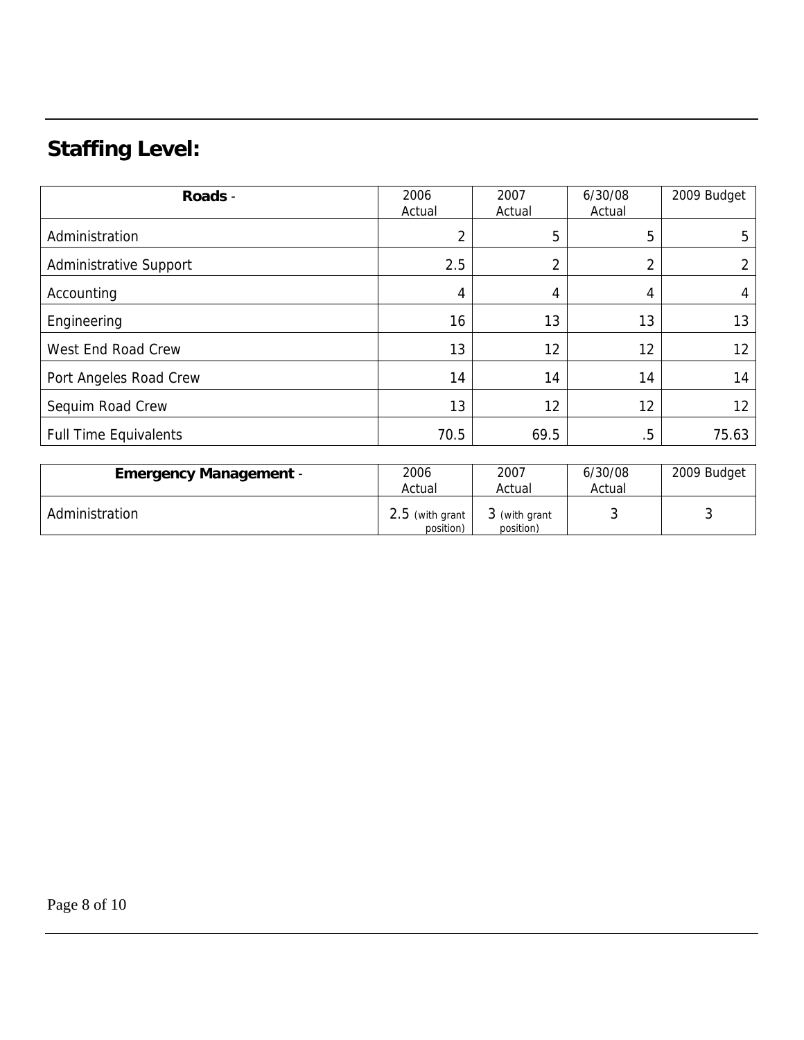## Staffing Level:

| **Roads** - | 2006 Actual | 2007 Actual | 6/30/08 Actual | 2009 Budget |
|---|---|---|---|---|
| Administration | 2 | 5 | 5 | 5 |
| Administrative Support | 2.5 | 2 | 2 | 2 |
| Accounting | 4 | 4 | 4 | 4 |
| Engineering | 16 | 13 | 13 | 13 |
| West End Road Crew | 13 | 12 | 12 | 12 |
| Port Angeles Road Crew | 14 | 14 | 14 | 14 |
| Sequim Road Crew | 13 | 12 | 12 | 12 |
| Full Time Equivalents | 70.5 | 69.5 | .5 | 75.63 |

| **Emergency Management** - | 2006 Actual | 2007 Actual | 6/30/08 Actual | 2009 Budget |
|---|---|---|---|---|
| Administration | 2.5 (with grant position) | 3 (with grant position) | 3 | 3 |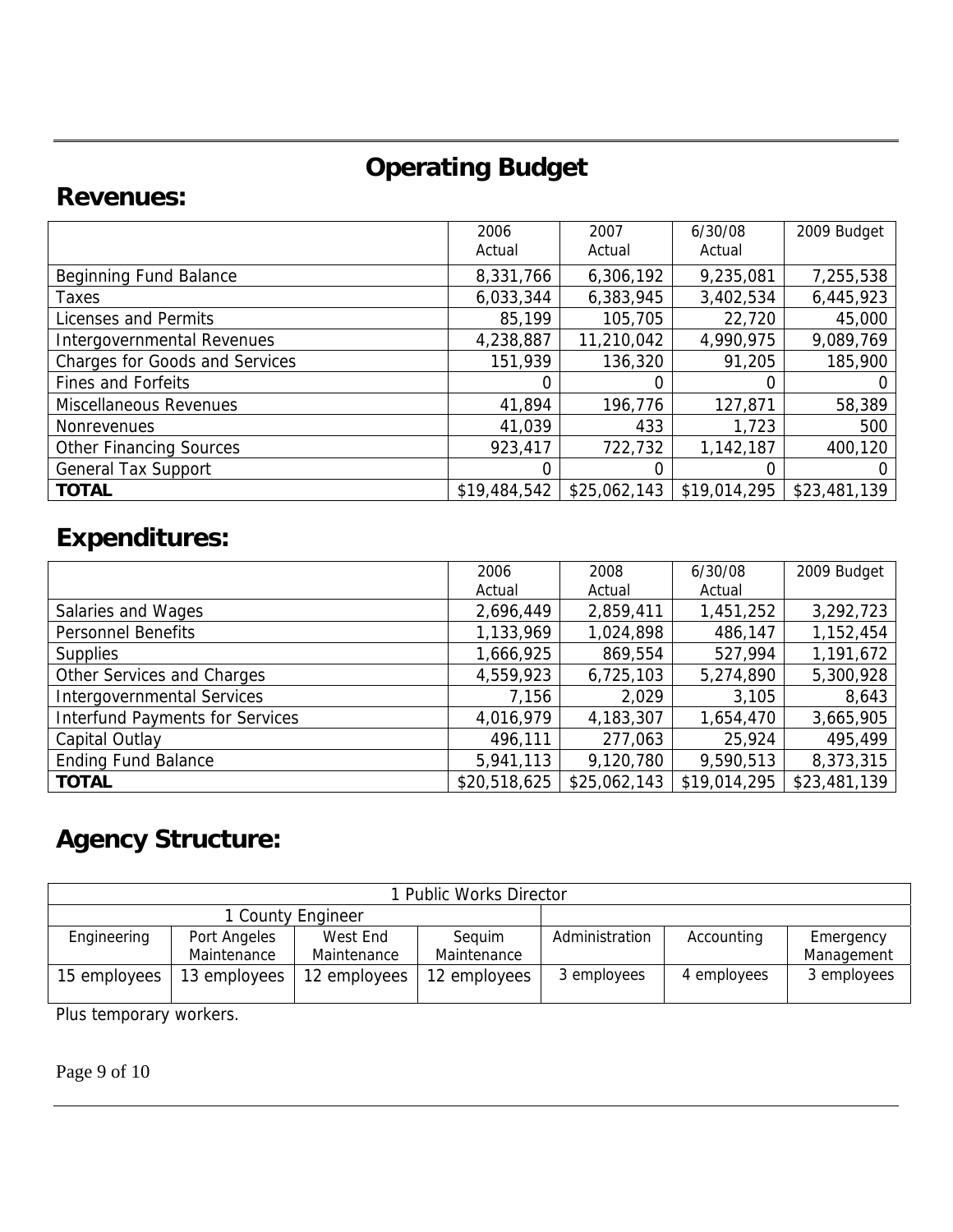# Operating Budget

## Revenues:

| | 2006 Actual | 2007 Actual | 6/30/08 Actual | 2009 Budget |
|---|---|---|---|---|
| Beginning Fund Balance | 8,331,766 | 6,306,192 | 9,235,081 | 7,255,538 |
| Taxes | 6,033,344 | 6,383,945 | 3,402,534 | 6,445,923 |
| Licenses and Permits | 85,199 | 105,705 | 22,720 | 45,000 |
| Intergovernmental Revenues | 4,238,887 | 11,210,042 | 4,990,975 | 9,089,769 |
| Charges for Goods and Services | 151,939 | 136,320 | 91,205 | 185,900 |
| Fines and Forfeits | 0 | 0 | 0 | 0 |
| Miscellaneous Revenues | 41,894 | 196,776 | 127,871 | 58,389 |
| Nonrevenues | 41,039 | 433 | 1,723 | 500 |
| Other Financing Sources | 923,417 | 722,732 | 1,142,187 | 400,120 |
| General Tax Support | 0 | 0 | 0 | 0 |
| **TOTAL** | $19,484,542 | $25,062,143 | $19,014,295 | $23,481,139 |

## Expenditures:

| | 2006 Actual | 2008 Actual | 6/30/08 Actual | 2009 Budget |
|---|---|---|---|---|
| Salaries and Wages | 2,696,449 | 2,859,411 | 1,451,252 | 3,292,723 |
| Personnel Benefits | 1,133,969 | 1,024,898 | 486,147 | 1,152,454 |
| Supplies | 1,666,925 | 869,554 | 527,994 | 1,191,672 |
| Other Services and Charges | 4,559,923 | 6,725,103 | 5,274,890 | 5,300,928 |
| Intergovernmental Services | 7,156 | 2,029 | 3,105 | 8,643 |
| Interfund Payments for Services | 4,016,979 | 4,183,307 | 1,654,470 | 3,665,905 |
| Capital Outlay | 496,111 | 277,063 | 25,924 | 495,499 |
| Ending Fund Balance | 5,941,113 | 9,120,780 | 9,590,513 | 8,373,315 |
| **TOTAL** | $20,518,625 | $25,062,143 | $19,014,295 | $23,481,139 |

## Agency Structure:

| 1 Public Works Director | | | | | | |
|---|---|---|---|---|---|---|
| 1 County Engineer | | | | | | |
| Engineering | Port Angeles Maintenance | West End Maintenance | Sequim Maintenance | Administration | Accounting | Emergency Management |
| 15 employees | 13 employees | 12 employees | 12 employees | 3 employees | 4 employees | 3 employees |

Plus temporary workers.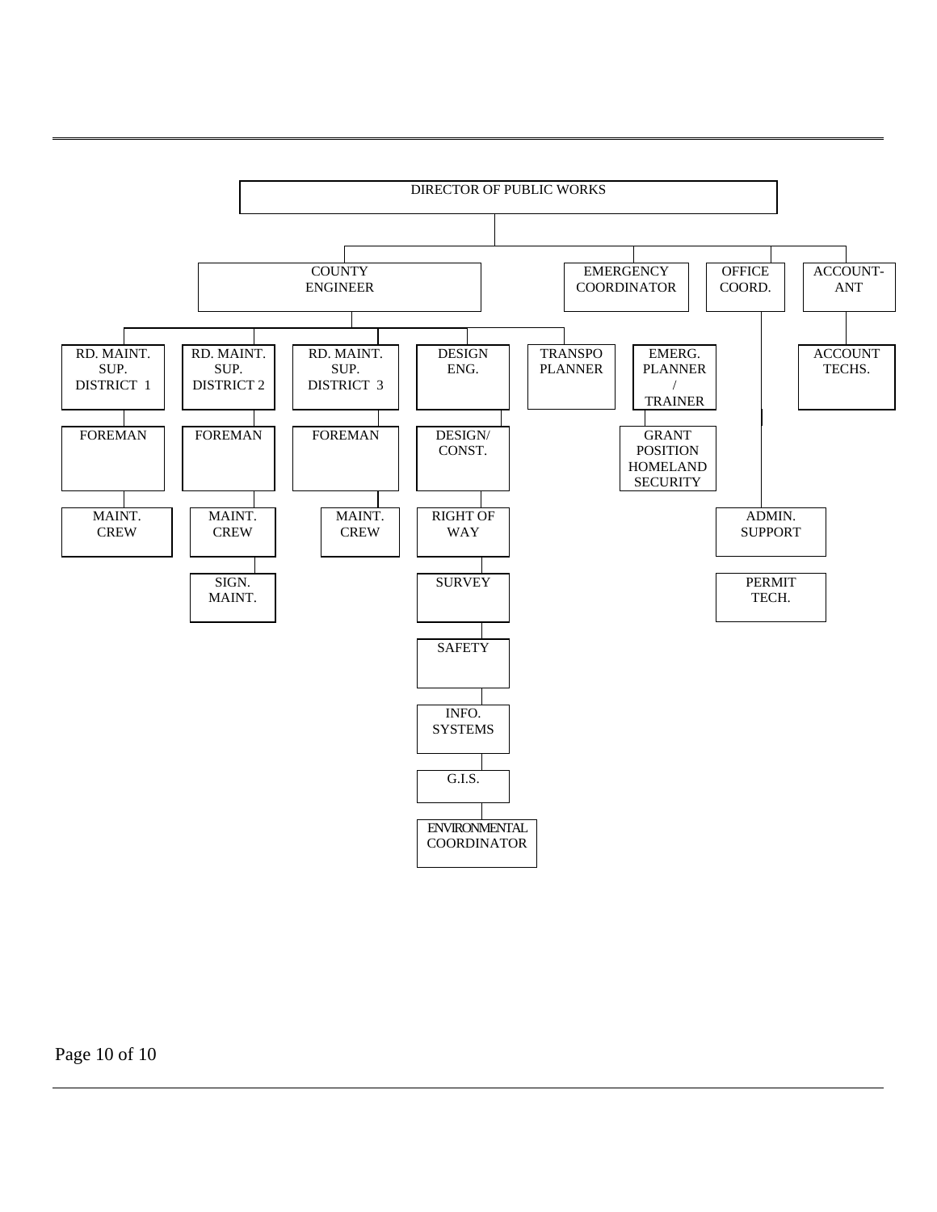DIRECTOR OF PUBLIC WORKS

COUNTY ENGINEER

EMERGENCY COORDINATOR

OFFICE COORD.

ACCOUNT-ANT

RD. MAINT. SUP. DISTRICT 1

RD. MAINT. SUP. DISTRICT 2

RD. MAINT. SUP. DISTRICT 3

DESIGN ENG.

TRANSPO PLANNER

EMERG. PLANNER / TRAINER

ACCOUNT TECHS.

FOREMAN

FOREMAN

FOREMAN

DESIGN/ CONST.

GRANT POSITION HOMELAND SECURITY

MAINT. CREW

MAINT. CREW

MAINT. CREW

RIGHT OF WAY

ADMIN. SUPPORT

SIGN. MAINT.

SURVEY

PERMIT TECH.

SAFETY

INFO. SYSTEMS

G.I.S.

ENVIRONMENTAL COORDINATOR